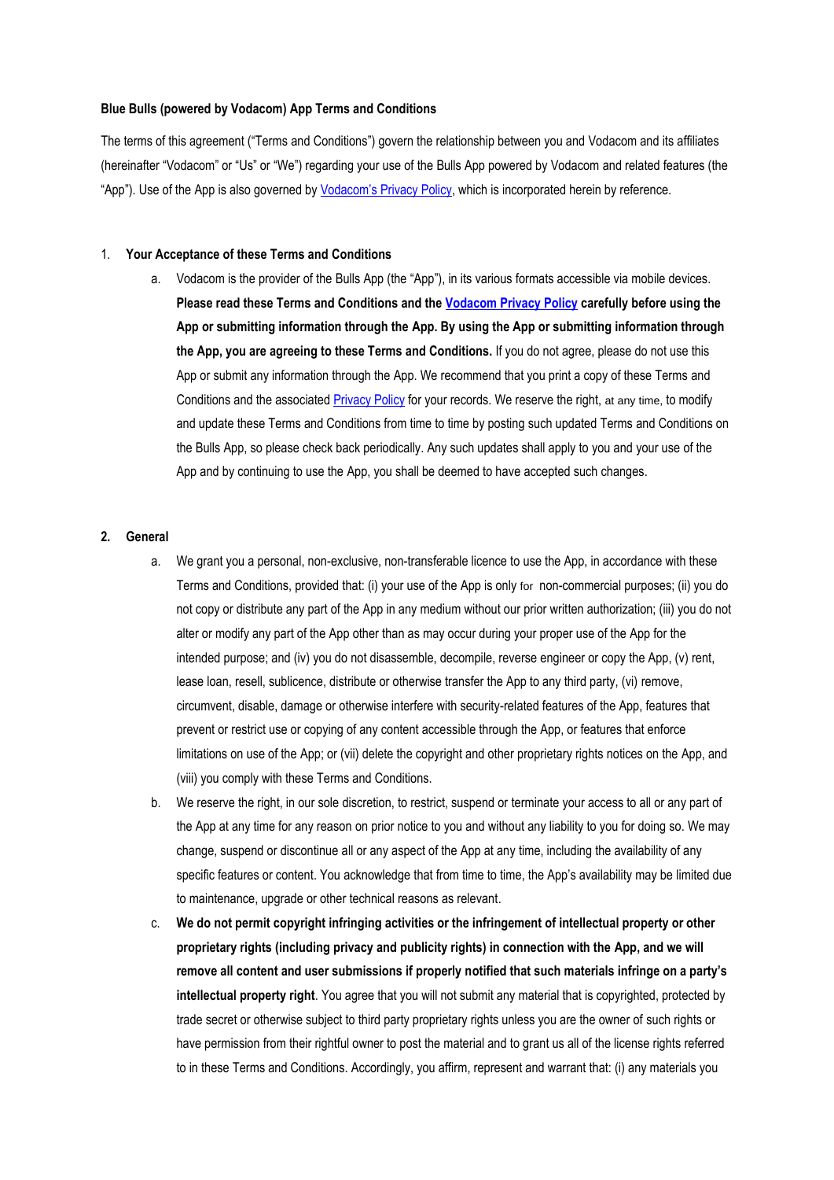**Blue Bulls (powered by Vodacom) App Terms and Conditions**

The terms of this agreement ("Terms and Conditions") govern the relationship between you and Vodacom and its affiliates (hereinafter "Vodacom" or "Us" or "We") regarding your use of the Bulls App powered by Vodacom and related features (the "App"). Use of the App is also governed by Vodacom's Privacy Policy, which is incorporated herein by reference.

1. **Your Acceptance of these Terms and Conditions**

    a. Vodacom is the provider of the Bulls App (the "App"), in its various formats accessible via mobile devices. **Please read these Terms and Conditions and the Vodacom Privacy Policy carefully before using the App or submitting information through the App. By using the App or submitting information through the App, you are agreeing to these Terms and Conditions.** If you do not agree, please do not use this App or submit any information through the App. We recommend that you print a copy of these Terms and Conditions and the associated Privacy Policy for your records. We reserve the right, at any time, to modify and update these Terms and Conditions from time to time by posting such updated Terms and Conditions on the Bulls App, so please check back periodically. Any such updates shall apply to you and your use of the App and by continuing to use the App, you shall be deemed to have accepted such changes.

2. **General**

    a. We grant you a personal, non-exclusive, non-transferable licence to use the App, in accordance with these Terms and Conditions, provided that: (i) your use of the App is only for non-commercial purposes; (ii) you do not copy or distribute any part of the App in any medium without our prior written authorization; (iii) you do not alter or modify any part of the App other than as may occur during your proper use of the App for the intended purpose; and (iv) you do not disassemble, decompile, reverse engineer or copy the App, (v) rent, lease loan, resell, sublicence, distribute or otherwise transfer the App to any third party, (vi) remove, circumvent, disable, damage or otherwise interfere with security-related features of the App, features that prevent or restrict use or copying of any content accessible through the App, or features that enforce limitations on use of the App; or (vii) delete the copyright and other proprietary rights notices on the App, and (viii) you comply with these Terms and Conditions.

    b. We reserve the right, in our sole discretion, to restrict, suspend or terminate your access to all or any part of the App at any time for any reason on prior notice to you and without any liability to you for doing so. We may change, suspend or discontinue all or any aspect of the App at any time, including the availability of any specific features or content. You acknowledge that from time to time, the App's availability may be limited due to maintenance, upgrade or other technical reasons as relevant.

    c. **We do not permit copyright infringing activities or the infringement of intellectual property or other proprietary rights (including privacy and publicity rights) in connection with the App, and we will remove all content and user submissions if properly notified that such materials infringe on a party's intellectual property right**. You agree that you will not submit any material that is copyrighted, protected by trade secret or otherwise subject to third party proprietary rights unless you are the owner of such rights or have permission from their rightful owner to post the material and to grant us all of the license rights referred to in these Terms and Conditions. Accordingly, you affirm, represent and warrant that: (i) any materials you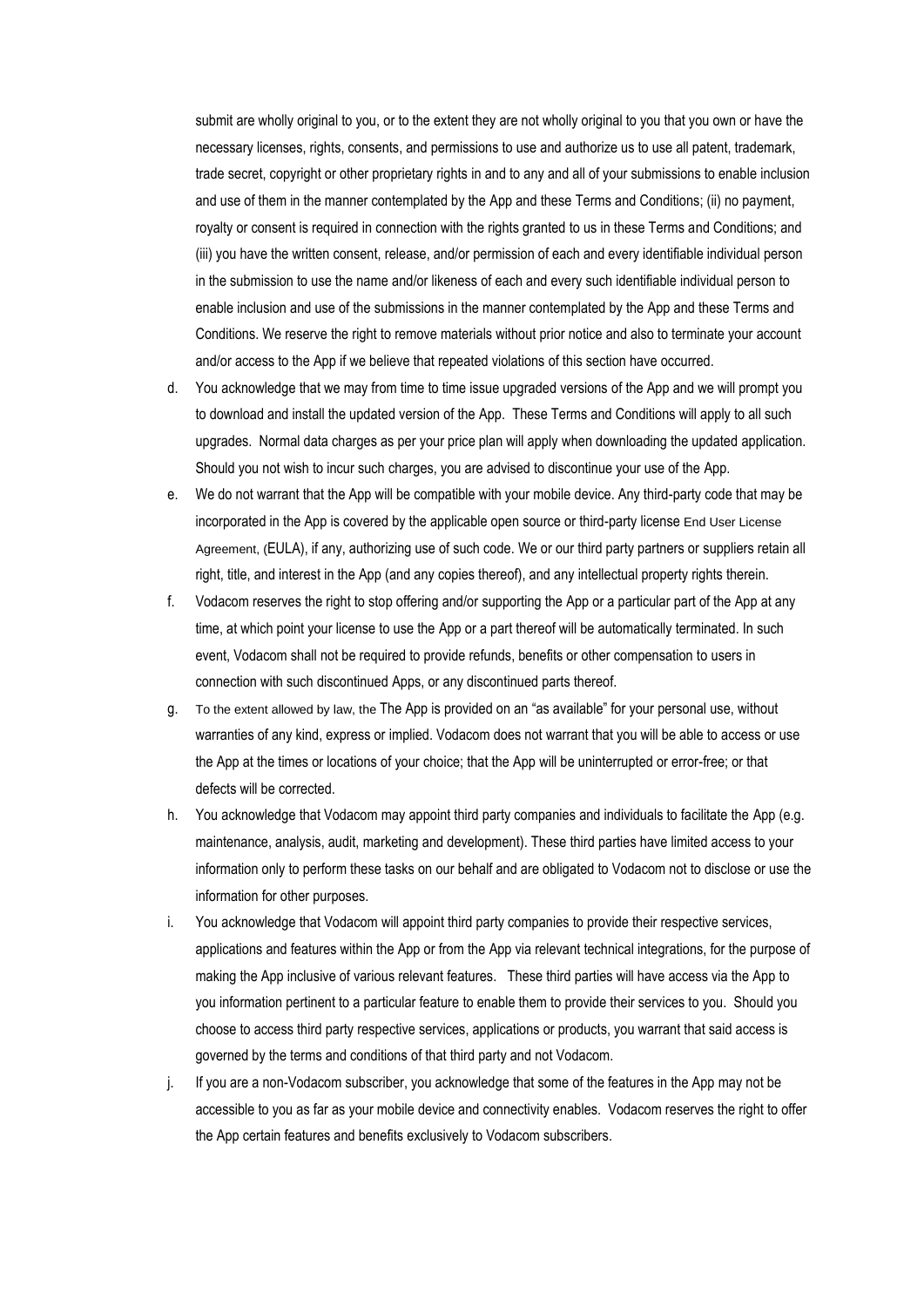submit are wholly original to you, or to the extent they are not wholly original to you that you own or have the necessary licenses, rights, consents, and permissions to use and authorize us to use all patent, trademark, trade secret, copyright or other proprietary rights in and to any and all of your submissions to enable inclusion and use of them in the manner contemplated by the App and these Terms and Conditions; (ii) no payment, royalty or consent is required in connection with the rights granted to us in these Terms and Conditions; and (iii) you have the written consent, release, and/or permission of each and every identifiable individual person in the submission to use the name and/or likeness of each and every such identifiable individual person to enable inclusion and use of the submissions in the manner contemplated by the App and these Terms and Conditions. We reserve the right to remove materials without prior notice and also to terminate your account and/or access to the App if we believe that repeated violations of this section have occurred.

d. You acknowledge that we may from time to time issue upgraded versions of the App and we will prompt you to download and install the updated version of the App. These Terms and Conditions will apply to all such upgrades. Normal data charges as per your price plan will apply when downloading the updated application. Should you not wish to incur such charges, you are advised to discontinue your use of the App.

e. We do not warrant that the App will be compatible with your mobile device. Any third-party code that may be incorporated in the App is covered by the applicable open source or third-party license End User License Agreement, (EULA), if any, authorizing use of such code. We or our third party partners or suppliers retain all right, title, and interest in the App (and any copies thereof), and any intellectual property rights therein.

f. Vodacom reserves the right to stop offering and/or supporting the App or a particular part of the App at any time, at which point your license to use the App or a part thereof will be automatically terminated. In such event, Vodacom shall not be required to provide refunds, benefits or other compensation to users in connection with such discontinued Apps, or any discontinued parts thereof.

g. To the extent allowed by law, the The App is provided on an "as available" for your personal use, without warranties of any kind, express or implied. Vodacom does not warrant that you will be able to access or use the App at the times or locations of your choice; that the App will be uninterrupted or error-free; or that defects will be corrected.

h. You acknowledge that Vodacom may appoint third party companies and individuals to facilitate the App (e.g. maintenance, analysis, audit, marketing and development). These third parties have limited access to your information only to perform these tasks on our behalf and are obligated to Vodacom not to disclose or use the information for other purposes.

i. You acknowledge that Vodacom will appoint third party companies to provide their respective services, applications and features within the App or from the App via relevant technical integrations, for the purpose of making the App inclusive of various relevant features. These third parties will have access via the App to you information pertinent to a particular feature to enable them to provide their services to you. Should you choose to access third party respective services, applications or products, you warrant that said access is governed by the terms and conditions of that third party and not Vodacom.

j. If you are a non-Vodacom subscriber, you acknowledge that some of the features in the App may not be accessible to you as far as your mobile device and connectivity enables. Vodacom reserves the right to offer the App certain features and benefits exclusively to Vodacom subscribers.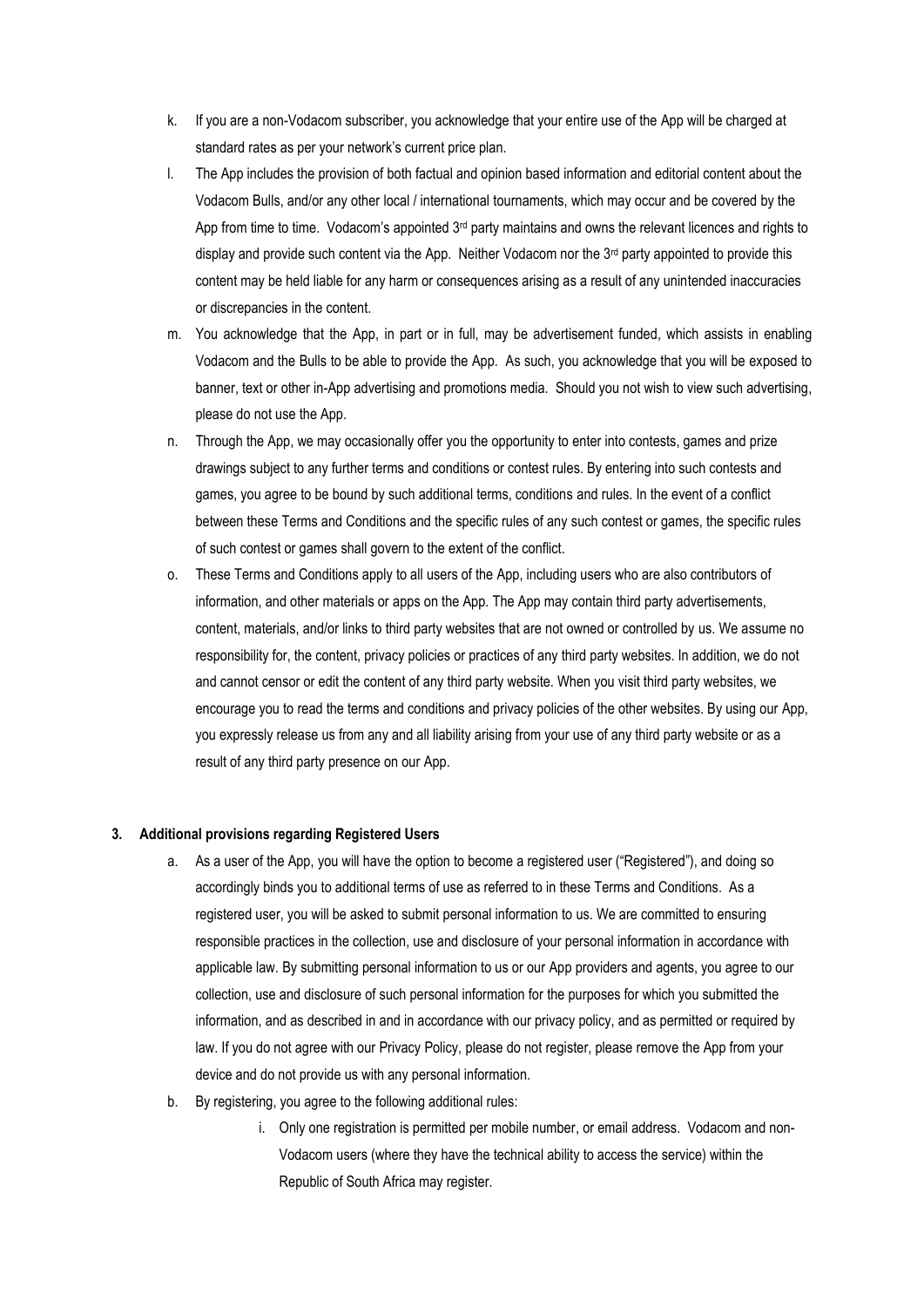k. If you are a non-Vodacom subscriber, you acknowledge that your entire use of the App will be charged at standard rates as per your network's current price plan.

l. The App includes the provision of both factual and opinion based information and editorial content about the Vodacom Bulls, and/or any other local / international tournaments, which may occur and be covered by the App from time to time. Vodacom's appointed 3rd party maintains and owns the relevant licences and rights to display and provide such content via the App. Neither Vodacom nor the 3rd party appointed to provide this content may be held liable for any harm or consequences arising as a result of any unintended inaccuracies or discrepancies in the content.

m. You acknowledge that the App, in part or in full, may be advertisement funded, which assists in enabling Vodacom and the Bulls to be able to provide the App. As such, you acknowledge that you will be exposed to banner, text or other in-App advertising and promotions media. Should you not wish to view such advertising, please do not use the App.

n. Through the App, we may occasionally offer you the opportunity to enter into contests, games and prize drawings subject to any further terms and conditions or contest rules. By entering into such contests and games, you agree to be bound by such additional terms, conditions and rules. In the event of a conflict between these Terms and Conditions and the specific rules of any such contest or games, the specific rules of such contest or games shall govern to the extent of the conflict.

o. These Terms and Conditions apply to all users of the App, including users who are also contributors of information, and other materials or apps on the App. The App may contain third party advertisements, content, materials, and/or links to third party websites that are not owned or controlled by us. We assume no responsibility for, the content, privacy policies or practices of any third party websites. In addition, we do not and cannot censor or edit the content of any third party website. When you visit third party websites, we encourage you to read the terms and conditions and privacy policies of the other websites. By using our App, you expressly release us from any and all liability arising from your use of any third party website or as a result of any third party presence on our App.

**3. Additional provisions regarding Registered Users**

a. As a user of the App, you will have the option to become a registered user ("Registered"), and doing so accordingly binds you to additional terms of use as referred to in these Terms and Conditions. As a registered user, you will be asked to submit personal information to us. We are committed to ensuring responsible practices in the collection, use and disclosure of your personal information in accordance with applicable law. By submitting personal information to us or our App providers and agents, you agree to our collection, use and disclosure of such personal information for the purposes for which you submitted the information, and as described in and in accordance with our privacy policy, and as permitted or required by law. If you do not agree with our Privacy Policy, please do not register, please remove the App from your device and do not provide us with any personal information.

b. By registering, you agree to the following additional rules:

   i. Only one registration is permitted per mobile number, or email address. Vodacom and non-Vodacom users (where they have the technical ability to access the service) within the Republic of South Africa may register.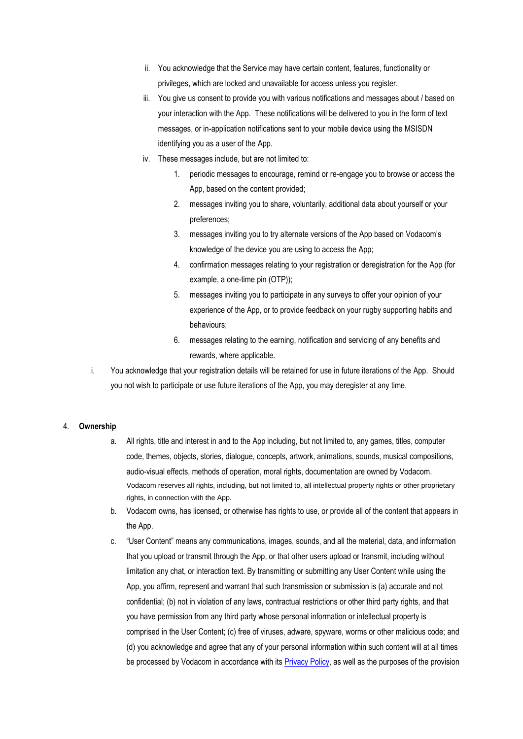ii. You acknowledge that the Service may have certain content, features, functionality or privileges, which are locked and unavailable for access unless you register.

   iii. You give us consent to provide you with various notifications and messages about / based on your interaction with the App. These notifications will be delivered to you in the form of text messages, or in-application notifications sent to your mobile device using the MSISDN identifying you as a user of the App.

   iv. These messages include, but are not limited to:

      1. periodic messages to encourage, remind or re-engage you to browse or access the App, based on the content provided;
      2. messages inviting you to share, voluntarily, additional data about yourself or your preferences;
      3. messages inviting you to try alternate versions of the App based on Vodacom's knowledge of the device you are using to access the App;
      4. confirmation messages relating to your registration or deregistration for the App (for example, a one-time pin (OTP));
      5. messages inviting you to participate in any surveys to offer your opinion of your experience of the App, or to provide feedback on your rugby supporting habits and behaviours;
      6. messages relating to the earning, notification and servicing of any benefits and rewards, where applicable.

i. You acknowledge that your registration details will be retained for use in future iterations of the App. Should you not wish to participate or use future iterations of the App, you may deregister at any time.

4. **Ownership**

   a. All rights, title and interest in and to the App including, but not limited to, any games, titles, computer code, themes, objects, stories, dialogue, concepts, artwork, animations, sounds, musical compositions, audio-visual effects, methods of operation, moral rights, documentation are owned by Vodacom. Vodacom reserves all rights, including, but not limited to, all intellectual property rights or other proprietary rights, in connection with the App.

   b. Vodacom owns, has licensed, or otherwise has rights to use, or provide all of the content that appears in the App.

   c. "User Content" means any communications, images, sounds, and all the material, data, and information that you upload or transmit through the App, or that other users upload or transmit, including without limitation any chat, or interaction text. By transmitting or submitting any User Content while using the App, you affirm, represent and warrant that such transmission or submission is (a) accurate and not confidential; (b) not in violation of any laws, contractual restrictions or other third party rights, and that you have permission from any third party whose personal information or intellectual property is comprised in the User Content; (c) free of viruses, adware, spyware, worms or other malicious code; and (d) you acknowledge and agree that any of your personal information within such content will at all times be processed by Vodacom in accordance with its Privacy Policy, as well as the purposes of the provision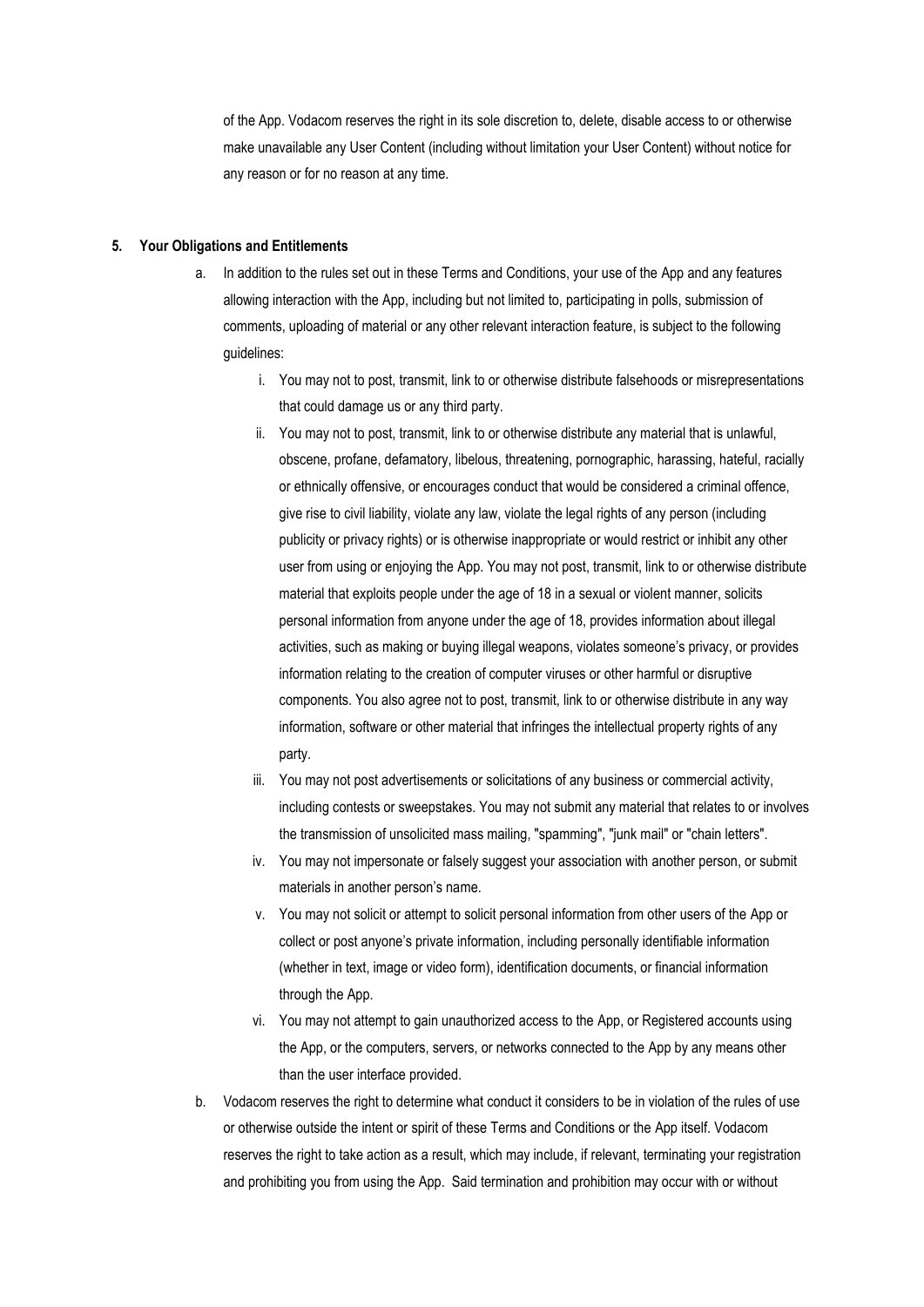of the App. Vodacom reserves the right in its sole discretion to, delete, disable access to or otherwise make unavailable any User Content (including without limitation your User Content) without notice for any reason or for no reason at any time.

**5. Your Obligations and Entitlements**

a. In addition to the rules set out in these Terms and Conditions, your use of the App and any features allowing interaction with the App, including but not limited to, participating in polls, submission of comments, uploading of material or any other relevant interaction feature, is subject to the following guidelines:

   i. You may not to post, transmit, link to or otherwise distribute falsehoods or misrepresentations that could damage us or any third party.

   ii. You may not to post, transmit, link to or otherwise distribute any material that is unlawful, obscene, profane, defamatory, libelous, threatening, pornographic, harassing, hateful, racially or ethnically offensive, or encourages conduct that would be considered a criminal offence, give rise to civil liability, violate any law, violate the legal rights of any person (including publicity or privacy rights) or is otherwise inappropriate or would restrict or inhibit any other user from using or enjoying the App. You may not post, transmit, link to or otherwise distribute material that exploits people under the age of 18 in a sexual or violent manner, solicits personal information from anyone under the age of 18, provides information about illegal activities, such as making or buying illegal weapons, violates someone's privacy, or provides information relating to the creation of computer viruses or other harmful or disruptive components. You also agree not to post, transmit, link to or otherwise distribute in any way information, software or other material that infringes the intellectual property rights of any party.

   iii. You may not post advertisements or solicitations of any business or commercial activity, including contests or sweepstakes. You may not submit any material that relates to or involves the transmission of unsolicited mass mailing, "spamming", "junk mail" or "chain letters".

   iv. You may not impersonate or falsely suggest your association with another person, or submit materials in another person's name.

   v. You may not solicit or attempt to solicit personal information from other users of the App or collect or post anyone's private information, including personally identifiable information (whether in text, image or video form), identification documents, or financial information through the App.

   vi. You may not attempt to gain unauthorized access to the App, or Registered accounts using the App, or the computers, servers, or networks connected to the App by any means other than the user interface provided.

b. Vodacom reserves the right to determine what conduct it considers to be in violation of the rules of use or otherwise outside the intent or spirit of these Terms and Conditions or the App itself. Vodacom reserves the right to take action as a result, which may include, if relevant, terminating your registration and prohibiting you from using the App. Said termination and prohibition may occur with or without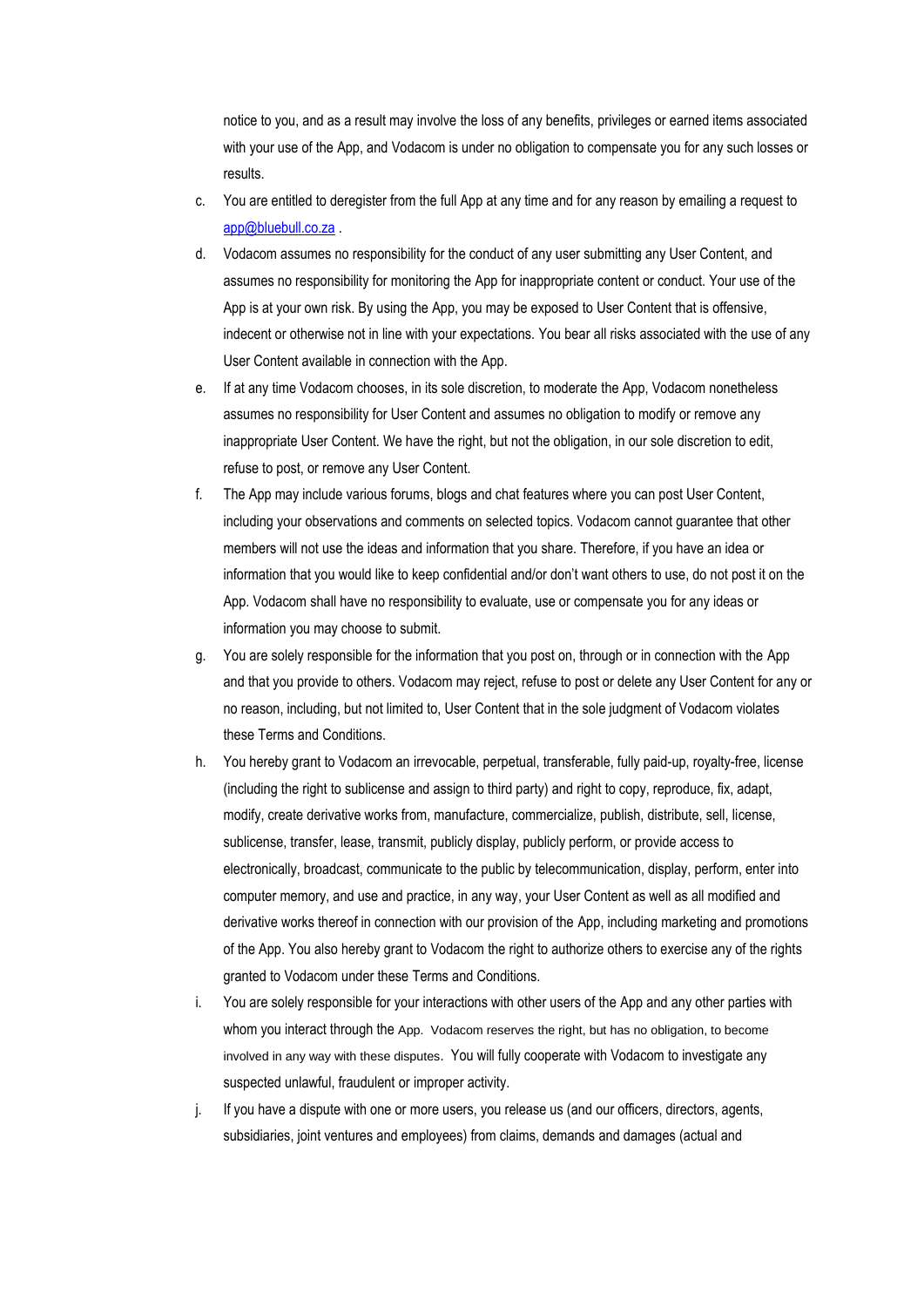notice to you, and as a result may involve the loss of any benefits, privileges or earned items associated with your use of the App, and Vodacom is under no obligation to compensate you for any such losses or results.

c. You are entitled to deregister from the full App at any time and for any reason by emailing a request to app@bluebull.co.za .

d. Vodacom assumes no responsibility for the conduct of any user submitting any User Content, and assumes no responsibility for monitoring the App for inappropriate content or conduct. Your use of the App is at your own risk. By using the App, you may be exposed to User Content that is offensive, indecent or otherwise not in line with your expectations. You bear all risks associated with the use of any User Content available in connection with the App.

e. If at any time Vodacom chooses, in its sole discretion, to moderate the App, Vodacom nonetheless assumes no responsibility for User Content and assumes no obligation to modify or remove any inappropriate User Content. We have the right, but not the obligation, in our sole discretion to edit, refuse to post, or remove any User Content.

f. The App may include various forums, blogs and chat features where you can post User Content, including your observations and comments on selected topics. Vodacom cannot guarantee that other members will not use the ideas and information that you share. Therefore, if you have an idea or information that you would like to keep confidential and/or don't want others to use, do not post it on the App. Vodacom shall have no responsibility to evaluate, use or compensate you for any ideas or information you may choose to submit.

g. You are solely responsible for the information that you post on, through or in connection with the App and that you provide to others. Vodacom may reject, refuse to post or delete any User Content for any or no reason, including, but not limited to, User Content that in the sole judgment of Vodacom violates these Terms and Conditions.

h. You hereby grant to Vodacom an irrevocable, perpetual, transferable, fully paid-up, royalty-free, license (including the right to sublicense and assign to third party) and right to copy, reproduce, fix, adapt, modify, create derivative works from, manufacture, commercialize, publish, distribute, sell, license, sublicense, transfer, lease, transmit, publicly display, publicly perform, or provide access to electronically, broadcast, communicate to the public by telecommunication, display, perform, enter into computer memory, and use and practice, in any way, your User Content as well as all modified and derivative works thereof in connection with our provision of the App, including marketing and promotions of the App. You also hereby grant to Vodacom the right to authorize others to exercise any of the rights granted to Vodacom under these Terms and Conditions.

i. You are solely responsible for your interactions with other users of the App and any other parties with whom you interact through the App. Vodacom reserves the right, but has no obligation, to become involved in any way with these disputes. You will fully cooperate with Vodacom to investigate any suspected unlawful, fraudulent or improper activity.

j. If you have a dispute with one or more users, you release us (and our officers, directors, agents, subsidiaries, joint ventures and employees) from claims, demands and damages (actual and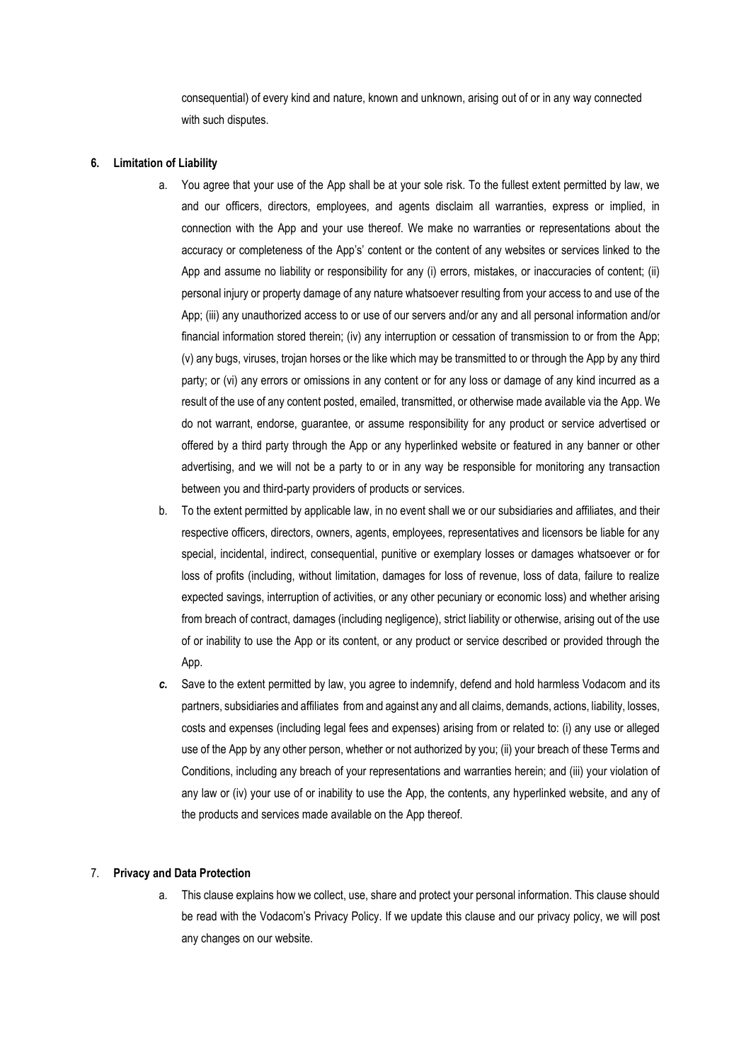consequential) of every kind and nature, known and unknown, arising out of or in any way connected with such disputes.

**6. Limitation of Liability**

a. You agree that your use of the App shall be at your sole risk. To the fullest extent permitted by law, we and our officers, directors, employees, and agents disclaim all warranties, express or implied, in connection with the App and your use thereof. We make no warranties or representations about the accuracy or completeness of the App's' content or the content of any websites or services linked to the App and assume no liability or responsibility for any (i) errors, mistakes, or inaccuracies of content; (ii) personal injury or property damage of any nature whatsoever resulting from your access to and use of the App; (iii) any unauthorized access to or use of our servers and/or any and all personal information and/or financial information stored therein; (iv) any interruption or cessation of transmission to or from the App; (v) any bugs, viruses, trojan horses or the like which may be transmitted to or through the App by any third party; or (vi) any errors or omissions in any content or for any loss or damage of any kind incurred as a result of the use of any content posted, emailed, transmitted, or otherwise made available via the App. We do not warrant, endorse, guarantee, or assume responsibility for any product or service advertised or offered by a third party through the App or any hyperlinked website or featured in any banner or other advertising, and we will not be a party to or in any way be responsible for monitoring any transaction between you and third-party providers of products or services.

b. To the extent permitted by applicable law, in no event shall we or our subsidiaries and affiliates, and their respective officers, directors, owners, agents, employees, representatives and licensors be liable for any special, incidental, indirect, consequential, punitive or exemplary losses or damages whatsoever or for loss of profits (including, without limitation, damages for loss of revenue, loss of data, failure to realize expected savings, interruption of activities, or any other pecuniary or economic loss) and whether arising from breach of contract, damages (including negligence), strict liability or otherwise, arising out of the use of or inability to use the App or its content, or any product or service described or provided through the App.

***c.*** Save to the extent permitted by law, you agree to indemnify, defend and hold harmless Vodacom and its partners, subsidiaries and affiliates from and against any and all claims, demands, actions, liability, losses, costs and expenses (including legal fees and expenses) arising from or related to: (i) any use or alleged use of the App by any other person, whether or not authorized by you; (ii) your breach of these Terms and Conditions, including any breach of your representations and warranties herein; and (iii) your violation of any law or (iv) your use of or inability to use the App, the contents, any hyperlinked website, and any of the products and services made available on the App thereof.

7. **Privacy and Data Protection**

a. This clause explains how we collect, use, share and protect your personal information. This clause should be read with the Vodacom's Privacy Policy. If we update this clause and our privacy policy, we will post any changes on our website.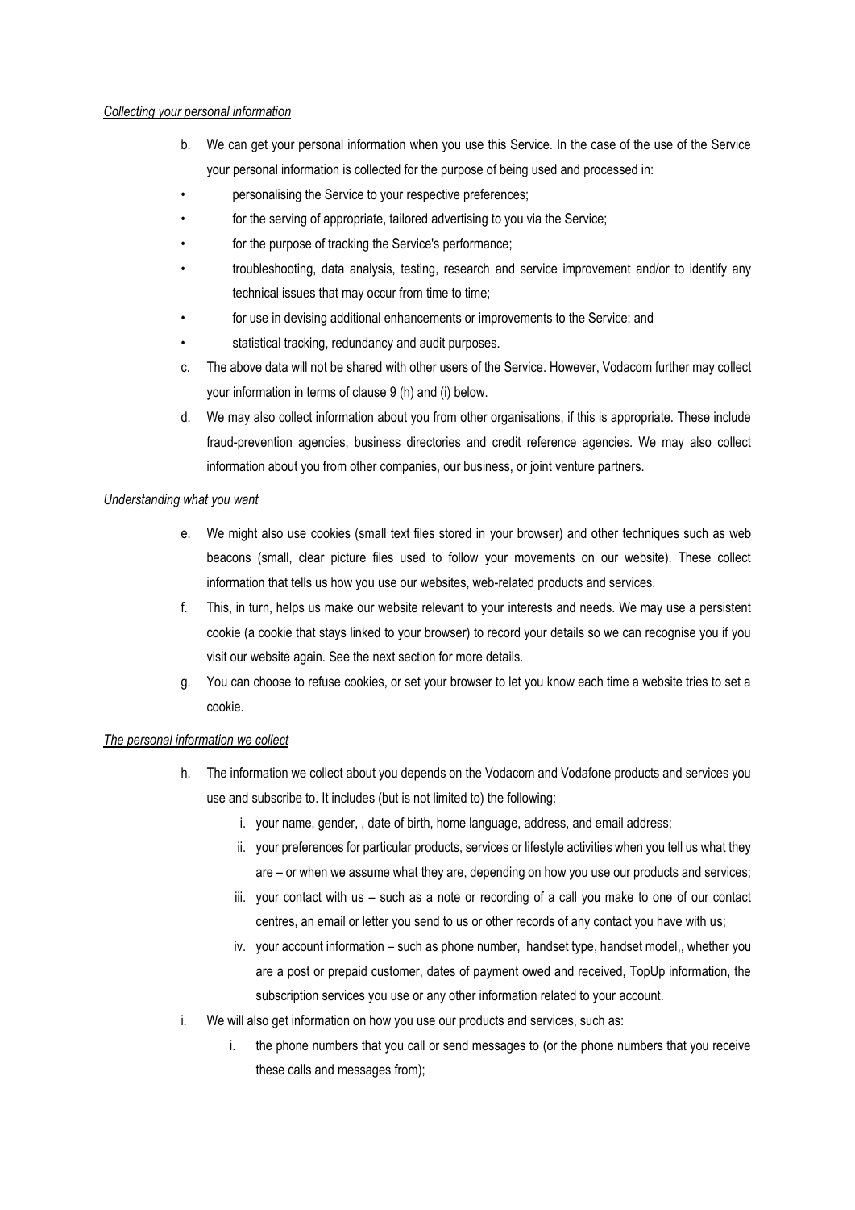*Collecting your personal information*

b. We can get your personal information when you use this Service. In the case of the use of the Service your personal information is collected for the purpose of being used and processed in:

- personalising the Service to your respective preferences;
- for the serving of appropriate, tailored advertising to you via the Service;
- for the purpose of tracking the Service's performance;
- troubleshooting, data analysis, testing, research and service improvement and/or to identify any technical issues that may occur from time to time;
- for use in devising additional enhancements or improvements to the Service; and
- statistical tracking, redundancy and audit purposes.

c. The above data will not be shared with other users of the Service. However, Vodacom further may collect your information in terms of clause 9 (h) and (i) below.

d. We may also collect information about you from other organisations, if this is appropriate. These include fraud-prevention agencies, business directories and credit reference agencies. We may also collect information about you from other companies, our business, or joint venture partners.

*Understanding what you want*

e. We might also use cookies (small text files stored in your browser) and other techniques such as web beacons (small, clear picture files used to follow your movements on our website). These collect information that tells us how you use our websites, web-related products and services.

f. This, in turn, helps us make our website relevant to your interests and needs. We may use a persistent cookie (a cookie that stays linked to your browser) to record your details so we can recognise you if you visit our website again. See the next section for more details.

g. You can choose to refuse cookies, or set your browser to let you know each time a website tries to set a cookie.

*The personal information we collect*

h. The information we collect about you depends on the Vodacom and Vodafone products and services you use and subscribe to. It includes (but is not limited to) the following:

   i. your name, gender, , date of birth, home language, address, and email address;
   ii. your preferences for particular products, services or lifestyle activities when you tell us what they are – or when we assume what they are, depending on how you use our products and services;
   iii. your contact with us – such as a note or recording of a call you make to one of our contact centres, an email or letter you send to us or other records of any contact you have with us;
   iv. your account information – such as phone number, handset type, handset model,, whether you are a post or prepaid customer, dates of payment owed and received, TopUp information, the subscription services you use or any other information related to your account.

i. We will also get information on how you use our products and services, such as:

   i. the phone numbers that you call or send messages to (or the phone numbers that you receive these calls and messages from);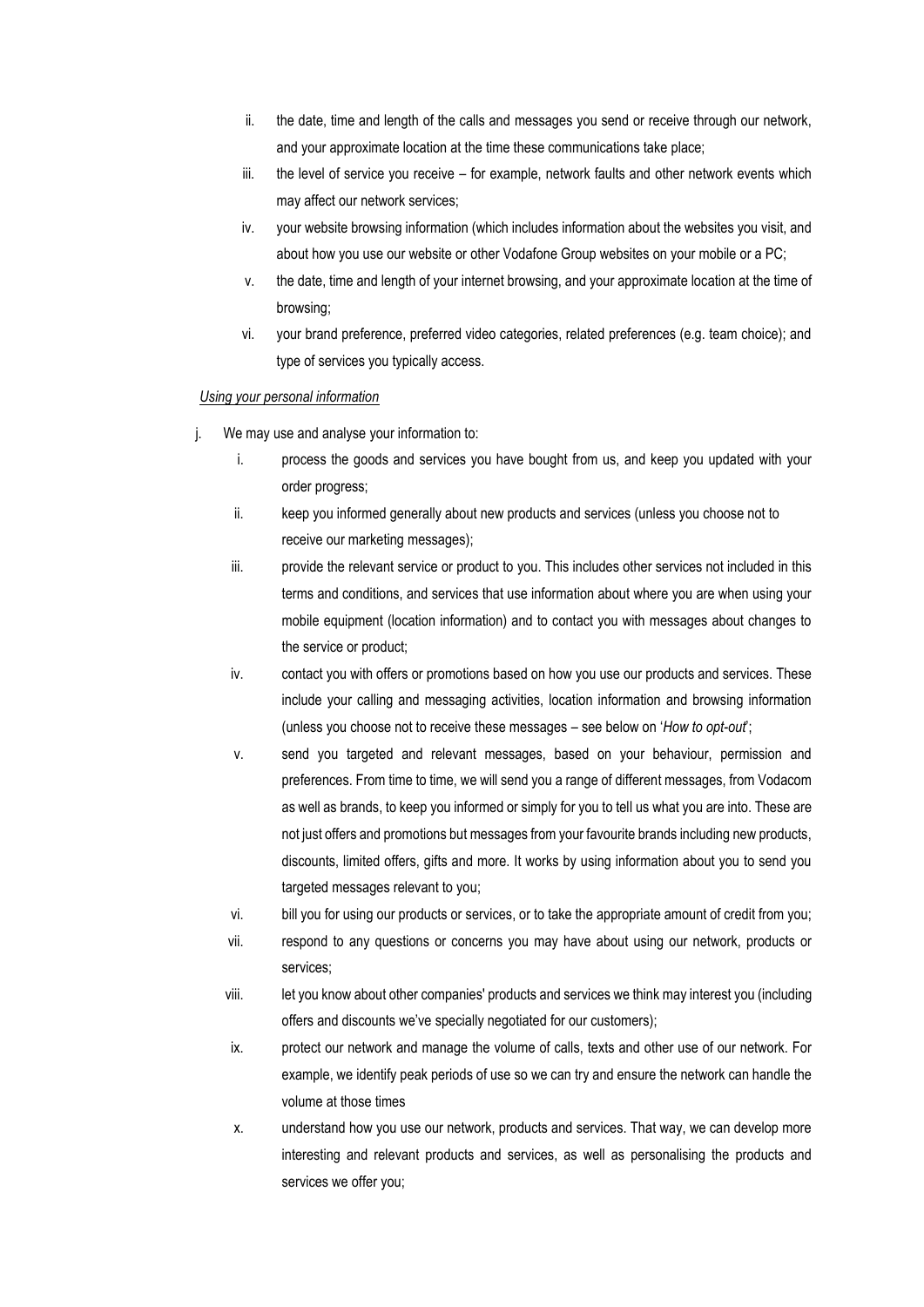ii. the date, time and length of the calls and messages you send or receive through our network, and your approximate location at the time these communications take place;

iii. the level of service you receive – for example, network faults and other network events which may affect our network services;

iv. your website browsing information (which includes information about the websites you visit, and about how you use our website or other Vodafone Group websites on your mobile or a PC;

v. the date, time and length of your internet browsing, and your approximate location at the time of browsing;

vi. your brand preference, preferred video categories, related preferences (e.g. team choice); and type of services you typically access.

*Using your personal information*

j. We may use and analyse your information to:

i. process the goods and services you have bought from us, and keep you updated with your order progress;

ii. keep you informed generally about new products and services (unless you choose not to receive our marketing messages);

iii. provide the relevant service or product to you. This includes other services not included in this terms and conditions, and services that use information about where you are when using your mobile equipment (location information) and to contact you with messages about changes to the service or product;

iv. contact you with offers or promotions based on how you use our products and services. These include your calling and messaging activities, location information and browsing information (unless you choose not to receive these messages – see below on '*How to opt-out*';

v. send you targeted and relevant messages, based on your behaviour, permission and preferences. From time to time, we will send you a range of different messages, from Vodacom as well as brands, to keep you informed or simply for you to tell us what you are into. These are not just offers and promotions but messages from your favourite brands including new products, discounts, limited offers, gifts and more. It works by using information about you to send you targeted messages relevant to you;

vi. bill you for using our products or services, or to take the appropriate amount of credit from you;

vii. respond to any questions or concerns you may have about using our network, products or services;

viii. let you know about other companies' products and services we think may interest you (including offers and discounts we've specially negotiated for our customers);

ix. protect our network and manage the volume of calls, texts and other use of our network. For example, we identify peak periods of use so we can try and ensure the network can handle the volume at those times

x. understand how you use our network, products and services. That way, we can develop more interesting and relevant products and services, as well as personalising the products and services we offer you;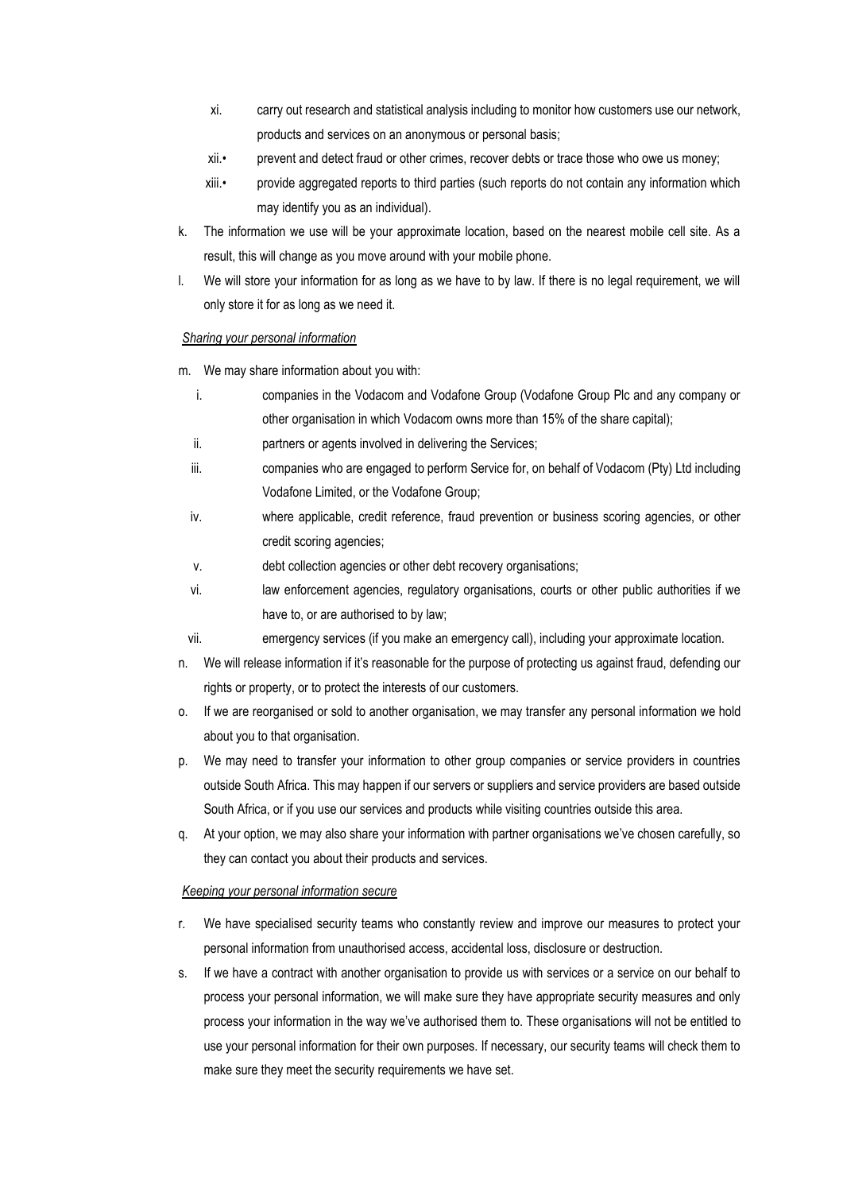xi. carry out research and statistical analysis including to monitor how customers use our network, products and services on an anonymous or personal basis;
   xii.• prevent and detect fraud or other crimes, recover debts or trace those who owe us money;
   xiii.• provide aggregated reports to third parties (such reports do not contain any information which may identify you as an individual).

k. The information we use will be your approximate location, based on the nearest mobile cell site. As a result, this will change as you move around with your mobile phone.

l. We will store your information for as long as we have to by law. If there is no legal requirement, we will only store it for as long as we need it.

*Sharing your personal information*

m. We may share information about you with:
   i. companies in the Vodacom and Vodafone Group (Vodafone Group Plc and any company or other organisation in which Vodacom owns more than 15% of the share capital);
   ii. partners or agents involved in delivering the Services;
   iii. companies who are engaged to perform Service for, on behalf of Vodacom (Pty) Ltd including Vodafone Limited, or the Vodafone Group;
   iv. where applicable, credit reference, fraud prevention or business scoring agencies, or other credit scoring agencies;
   v. debt collection agencies or other debt recovery organisations;
   vi. law enforcement agencies, regulatory organisations, courts or other public authorities if we have to, or are authorised to by law;
   vii. emergency services (if you make an emergency call), including your approximate location.

n. We will release information if it's reasonable for the purpose of protecting us against fraud, defending our rights or property, or to protect the interests of our customers.

o. If we are reorganised or sold to another organisation, we may transfer any personal information we hold about you to that organisation.

p. We may need to transfer your information to other group companies or service providers in countries outside South Africa. This may happen if our servers or suppliers and service providers are based outside South Africa, or if you use our services and products while visiting countries outside this area.

q. At your option, we may also share your information with partner organisations we've chosen carefully, so they can contact you about their products and services.

*Keeping your personal information secure*

r. We have specialised security teams who constantly review and improve our measures to protect your personal information from unauthorised access, accidental loss, disclosure or destruction.

s. If we have a contract with another organisation to provide us with services or a service on our behalf to process your personal information, we will make sure they have appropriate security measures and only process your information in the way we've authorised them to. These organisations will not be entitled to use your personal information for their own purposes. If necessary, our security teams will check them to make sure they meet the security requirements we have set.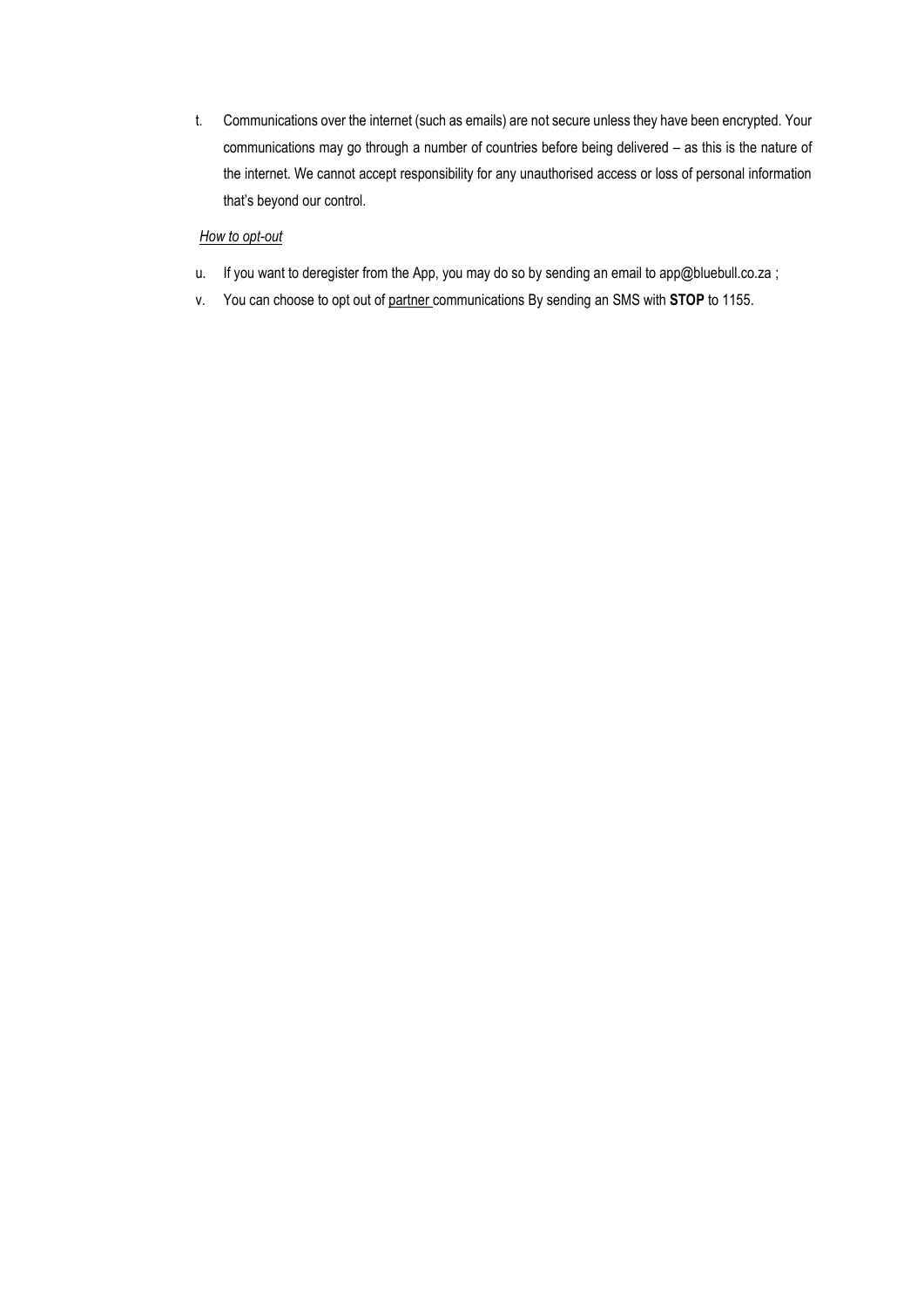t. Communications over the internet (such as emails) are not secure unless they have been encrypted. Your communications may go through a number of countries before being delivered – as this is the nature of the internet. We cannot accept responsibility for any unauthorised access or loss of personal information that's beyond our control.

*How to opt-out*

u. If you want to deregister from the App, you may do so by sending an email to app@bluebull.co.za ;

v. You can choose to opt out of partner communications By sending an SMS with **STOP** to 1155.